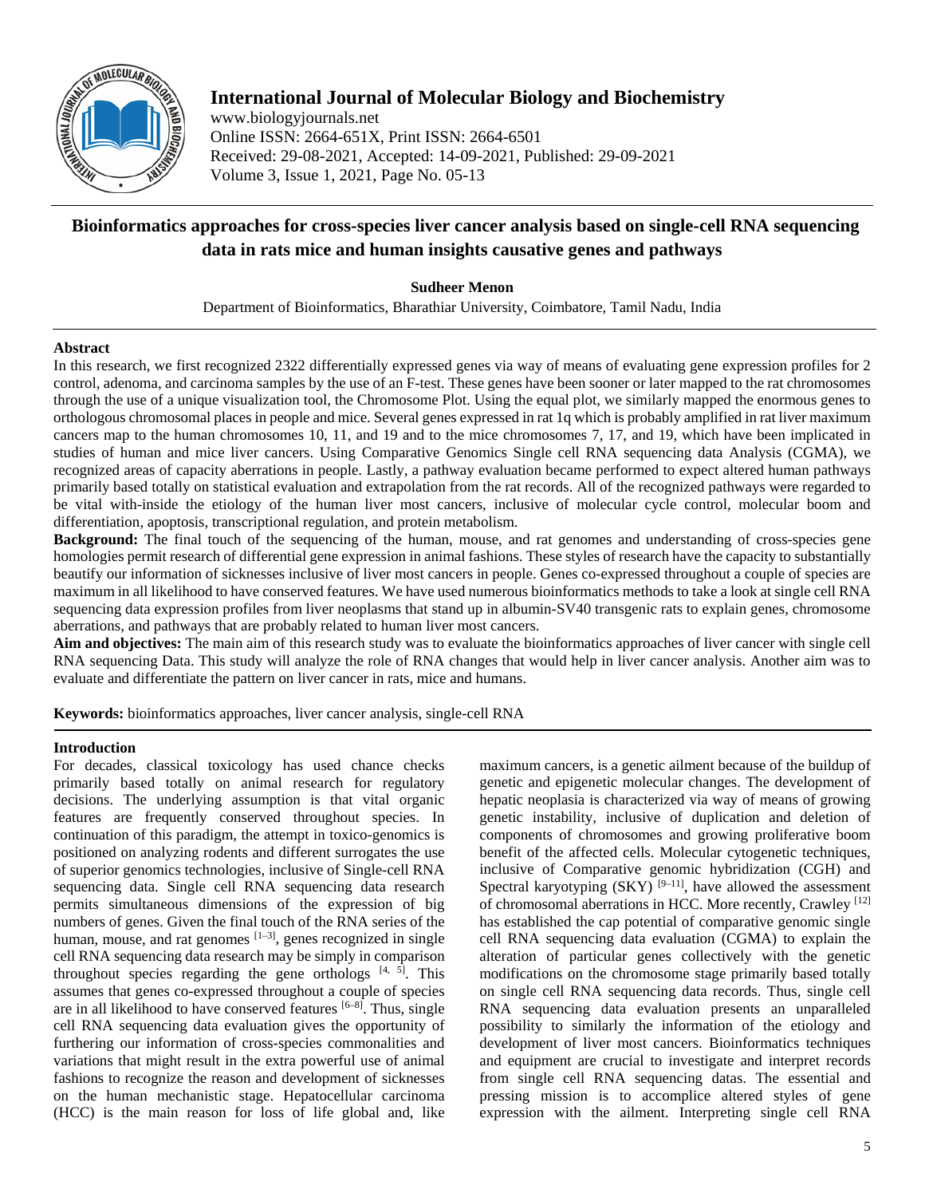# Bioinformatics approaches for cross-species liver cancer analysis based on single-cell RNA sequencing data in rats mice and human insights causative genes and pathways

**Sudheer Menon**

Department of Bioinformatics, Bharathiar University, Coimbatore, Tamil Nadu, India

## Abstract

In this research, we first recognized 2322 differentially expressed genes via way of means of evaluating gene expression profiles for 2 control, adenoma, and carcinoma samples by the use of an F-test. These genes have been sooner or later mapped to the rat chromosomes through the use of a unique visualization tool, the Chromosome Plot. Using the equal plot, we similarly mapped the enormous genes to orthologous chromosomal places in people and mice. Several genes expressed in rat 1q which is probably amplified in rat liver maximum cancers map to the human chromosomes 10, 11, and 19 and to the mice chromosomes 7, 17, and 19, which have been implicated in studies of human and mice liver cancers. Using Comparative Genomics Single cell RNA sequencing data Analysis (CGMA), we recognized areas of capacity aberrations in people. Lastly, a pathway evaluation became performed to expect altered human pathways primarily based totally on statistical evaluation and extrapolation from the rat records. All of the recognized pathways were regarded to be vital with-inside the etiology of the human liver most cancers, inclusive of molecular cycle control, molecular boom and differentiation, apoptosis, transcriptional regulation, and protein metabolism.

**Background:** The final touch of the sequencing of the human, mouse, and rat genomes and understanding of cross-species gene homologies permit research of differential gene expression in animal fashions. These styles of research have the capacity to substantially beautify our information of sicknesses inclusive of liver most cancers in people. Genes co-expressed throughout a couple of species are maximum in all likelihood to have conserved features. We have used numerous bioinformatics methods to take a look at single cell RNA sequencing data expression profiles from liver neoplasms that stand up in albumin-SV40 transgenic rats to explain genes, chromosome aberrations, and pathways that are probably related to human liver most cancers.

**Aim and objectives:** The main aim of this research study was to evaluate the bioinformatics approaches of liver cancer with single cell RNA sequencing Data. This study will analyze the role of RNA changes that would help in liver cancer analysis. Another aim was to evaluate and differentiate the pattern on liver cancer in rats, mice and humans.

**Keywords:** bioinformatics approaches, liver cancer analysis, single-cell RNA

## Introduction

For decades, classical toxicology has used chance checks primarily based totally on animal research for regulatory decisions. The underlying assumption is that vital organic features are frequently conserved throughout species. In continuation of this paradigm, the attempt in toxico-genomics is positioned on analyzing rodents and different surrogates the use of superior genomics technologies, inclusive of Single-cell RNA sequencing data. Single cell RNA sequencing data research permits simultaneous dimensions of the expression of big numbers of genes. Given the final touch of the RNA series of the human, mouse, and rat genomes [1–3], genes recognized in single cell RNA sequencing data research may be simply in comparison throughout species regarding the gene orthologs [4, 5]. This assumes that genes co-expressed throughout a couple of species are in all likelihood to have conserved features [6–8]. Thus, single cell RNA sequencing data evaluation gives the opportunity of furthering our information of cross-species commonalities and variations that might result in the extra powerful use of animal fashions to recognize the reason and development of sicknesses on the human mechanistic stage. Hepatocellular carcinoma (HCC) is the main reason for loss of life global and, like maximum cancers, is a genetic ailment because of the buildup of genetic and epigenetic molecular changes. The development of hepatic neoplasia is characterized via way of means of growing genetic instability, inclusive of duplication and deletion of components of chromosomes and growing proliferative boom benefit of the affected cells. Molecular cytogenetic techniques, inclusive of Comparative genomic hybridization (CGH) and Spectral karyotyping (SKY) [9–11], have allowed the assessment of chromosomal aberrations in HCC. More recently, Crawley [12] has established the cap potential of comparative genomic single cell RNA sequencing data evaluation (CGMA) to explain the alteration of particular genes collectively with the genetic modifications on the chromosome stage primarily based totally on single cell RNA sequencing data records. Thus, single cell RNA sequencing data evaluation presents an unparalleled possibility to similarly the information of the etiology and development of liver most cancers. Bioinformatics techniques and equipment are crucial to investigate and interpret records from single cell RNA sequencing datas. The essential and pressing mission is to accomplice altered styles of gene expression with the ailment. Interpreting single cell RNA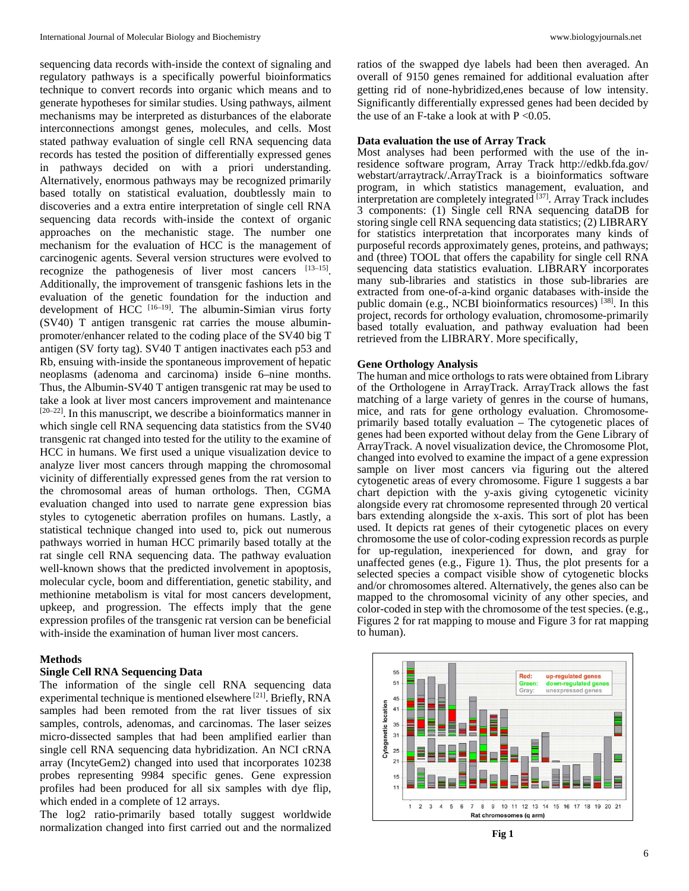sequencing data records with-inside the context of signaling and regulatory pathways is a specifically powerful bioinformatics technique to convert records into organic which means and to generate hypotheses for similar studies. Using pathways, ailment mechanisms may be interpreted as disturbances of the elaborate interconnections amongst genes, molecules, and cells. Most stated pathway evaluation of single cell RNA sequencing data records has tested the position of differentially expressed genes in pathways decided on with a priori understanding. Alternatively, enormous pathways may be recognized primarily based totally on statistical evaluation, doubtlessly main to discoveries and a extra entire interpretation of single cell RNA sequencing data records with-inside the context of organic approaches on the mechanistic stage. The number one mechanism for the evaluation of HCC is the management of carcinogenic agents. Several version structures were evolved to recognize the pathogenesis of liver most cancers [13–15]. Additionally, the improvement of transgenic fashions lets in the evaluation of the genetic foundation for the induction and development of HCC [16–19]. The albumin-Simian virus forty (SV40) T antigen transgenic rat carries the mouse albumin-promoter/enhancer related to the coding place of the SV40 big T antigen (SV forty tag). SV40 T antigen inactivates each p53 and Rb, ensuing with-inside the spontaneous improvement of hepatic neoplasms (adenoma and carcinoma) inside 6–nine months. Thus, the Albumin-SV40 T antigen transgenic rat may be used to take a look at liver most cancers improvement and maintenance [20–22]. In this manuscript, we describe a bioinformatics manner in which single cell RNA sequencing data statistics from the SV40 transgenic rat changed into tested for the utility to the examine of HCC in humans. We first used a unique visualization device to analyze liver most cancers through mapping the chromosomal vicinity of differentially expressed genes from the rat version to the chromosomal areas of human orthologs. Then, CGMA evaluation changed into used to narrate gene expression bias styles to cytogenetic aberration profiles on humans. Lastly, a statistical technique changed into used to, pick out numerous pathways worried in human HCC primarily based totally at the rat single cell RNA sequencing data. The pathway evaluation well-known shows that the predicted involvement in apoptosis, molecular cycle, boom and differentiation, genetic stability, and methionine metabolism is vital for most cancers development, upkeep, and progression. The effects imply that the gene expression profiles of the transgenic rat version can be beneficial with-inside the examination of human liver most cancers.

## Methods

### Single Cell RNA Sequencing Data

The information of the single cell RNA sequencing data experimental technique is mentioned elsewhere [21]. Briefly, RNA samples had been remoted from the rat liver tissues of six samples, controls, adenomas, and carcinomas. The laser seizes micro-dissected samples that had been amplified earlier than single cell RNA sequencing data hybridization. An NCI cRNA array (IncyteGem2) changed into used that incorporates 10238 probes representing 9984 specific genes. Gene expression profiles had been produced for all six samples with dye flip, which ended in a complete of 12 arrays.

The log2 ratio-primarily based totally suggest worldwide normalization changed into first carried out and the normalized ratios of the swapped dye labels had been then averaged. An overall of 9150 genes remained for additional evaluation after getting rid of none-hybridized,enes because of low intensity. Significantly differentially expressed genes had been decided by the use of an F-take a look at with $P < 0.05$.

### Data evaluation the use of Array Track

Most analyses had been performed with the use of the in-residence software program, Array Track http://edkb.fda.gov/webstart/arraytrack/.ArrayTrack is a bioinformatics software program, in which statistics management, evaluation, and interpretation are completely integrated [37]. Array Track includes 3 components: (1) Single cell RNA sequencing dataDB for storing single cell RNA sequencing data statistics; (2) LIBRARY for statistics interpretation that incorporates many kinds of purposeful records approximately genes, proteins, and pathways; and (three) TOOL that offers the capability for single cell RNA sequencing data statistics evaluation. LIBRARY incorporates many sub-libraries and statistics in those sub-libraries are extracted from one-of-a-kind organic databases with-inside the public domain (e.g., NCBI bioinformatics resources) [38]. In this project, records for orthology evaluation, chromosome-primarily based totally evaluation, and pathway evaluation had been retrieved from the LIBRARY. More specifically,

### Gene Orthology Analysis

The human and mice orthologs to rats were obtained from Library of the Orthologene in ArrayTrack. ArrayTrack allows the fast matching of a large variety of genres in the course of humans, mice, and rats for gene orthology evaluation. Chromosome-primarily based totally evaluation – The cytogenetic places of genes had been exported without delay from the Gene Library of ArrayTrack. A novel visualization device, the Chromosome Plot, changed into evolved to examine the impact of a gene expression sample on liver most cancers via figuring out the altered cytogenetic areas of every chromosome. Figure 1 suggests a bar chart depiction with the y-axis giving cytogenetic vicinity alongside every rat chromosome represented through 20 vertical bars extending alongside the x-axis. This sort of plot has been used. It depicts rat genes of their cytogenetic places on every chromosome the use of color-coding expression records as purple for up-regulation, inexperienced for down, and gray for unaffected genes (e.g., Figure 1). Thus, the plot presents for a selected species a compact visible show of cytogenetic blocks and/or chromosomes altered. Alternatively, the genes also can be mapped to the chromosomal vicinity of any other species, and color-coded in step with the chromosome of the test species. (e.g., Figures 2 for rat mapping to mouse and Figure 3 for rat mapping to human).

**Fig 1**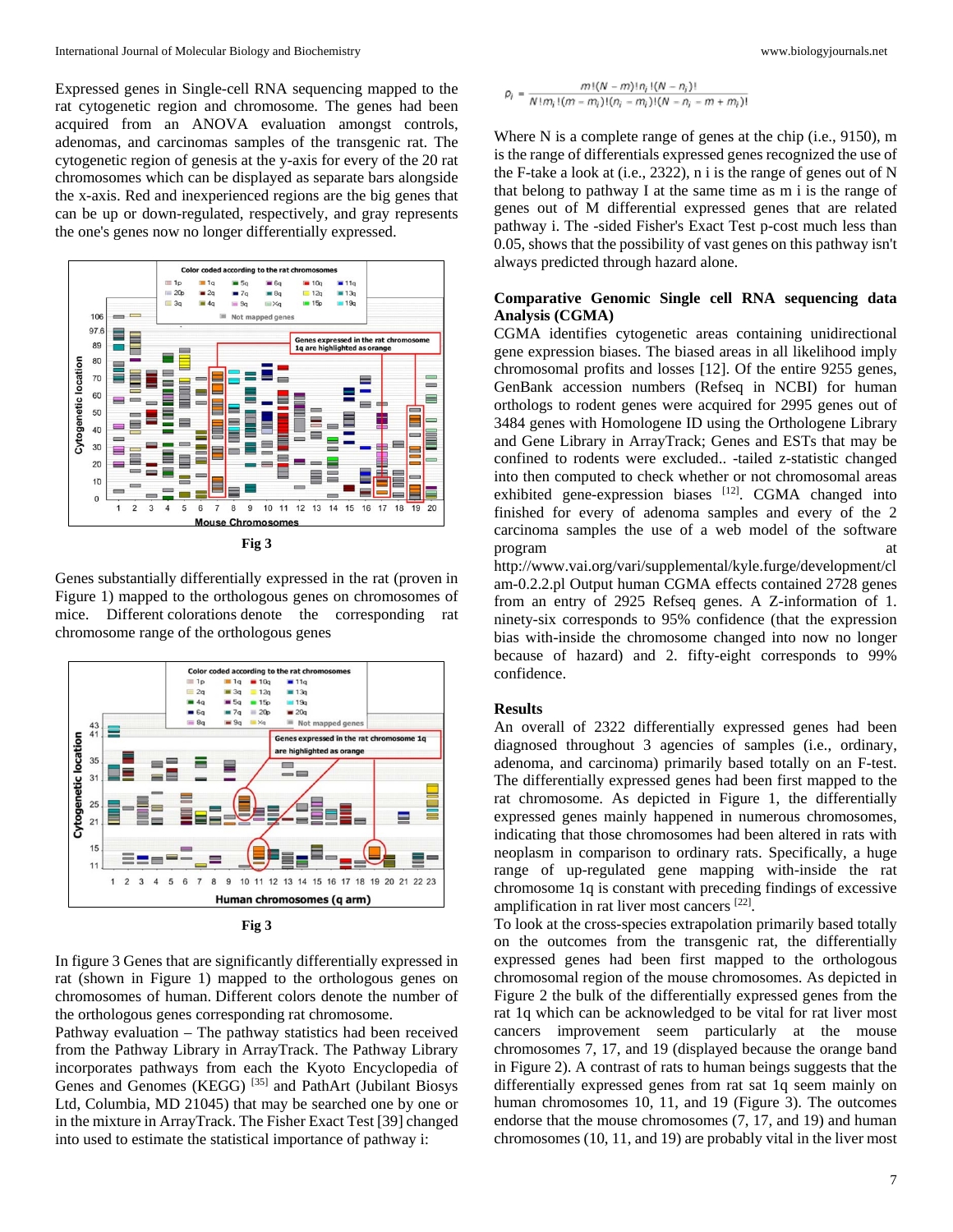Expressed genes in Single-cell RNA sequencing mapped to the rat cytogenetic region and chromosome. The genes had been acquired from an ANOVA evaluation amongst controls, adenomas, and carcinomas samples of the transgenic rat. The cytogenetic region of genesis at the y-axis for every of the 20 rat chromosomes which can be displayed as separate bars alongside the x-axis. Red and inexperienced regions are the big genes that can be up or down-regulated, respectively, and gray represents the one's genes now no longer differentially expressed.

Fig 3

Genes substantially differentially expressed in the rat (proven in Figure 1) mapped to the orthologous genes on chromosomes of mice. Different colorations denote the corresponding rat chromosome range of the orthologous genes

Fig 3

In figure 3 Genes that are significantly differentially expressed in rat (shown in Figure 1) mapped to the orthologous genes on chromosomes of human. Different colors denote the number of the orthologous genes corresponding rat chromosome.

Pathway evaluation – The pathway statistics had been received from the Pathway Library in ArrayTrack. The Pathway Library incorporates pathways from each the Kyoto Encyclopedia of Genes and Genomes (KEGG) [35] and PathArt (Jubilant Biosys Ltd, Columbia, MD 21045) that may be searched one by one or in the mixture in ArrayTrack. The Fisher Exact Test [39] changed into used to estimate the statistical importance of pathway i:

$$p_i = \frac{m!(N-m)!n_i!(N-n_i)!}{N!m_i!(m-m_i)!(n_i-m_i)!(N-n_i-m+m_i)!}$$

Where N is a complete range of genes at the chip (i.e., 9150), m is the range of differentials expressed genes recognized the use of the F-take a look at (i.e., 2322), n i is the range of genes out of N that belong to pathway I at the same time as m i is the range of genes out of M differential expressed genes that are related pathway i. The -sided Fisher's Exact Test p-cost much less than 0.05, shows that the possibility of vast genes on this pathway isn't always predicted through hazard alone.

**Comparative Genomic Single cell RNA sequencing data Analysis (CGMA)**

CGMA identifies cytogenetic areas containing unidirectional gene expression biases. The biased areas in all likelihood imply chromosomal profits and losses [12]. Of the entire 9255 genes, GenBank accession numbers (Refseq in NCBI) for human orthologs to rodent genes were acquired for 2995 genes out of 3484 genes with Homologene ID using the Orthologene Library and Gene Library in ArrayTrack; Genes and ESTs that may be confined to rodents were excluded.. -tailed z-statistic changed into then computed to check whether or not chromosomal areas exhibited gene-expression biases [12]. CGMA changed into finished for every of adenoma samples and every of the 2 carcinoma samples the use of a web model of the software program at http://www.vai.org/vari/supplemental/kyle.furge/development/cl am-0.2.2.pl Output human CGMA effects contained 2728 genes from an entry of 2925 Refseq genes. A Z-information of 1. ninety-six corresponds to 95% confidence (that the expression bias with-inside the chromosome changed into now no longer because of hazard) and 2. fifty-eight corresponds to 99% confidence.

**Results**

An overall of 2322 differentially expressed genes had been diagnosed throughout 3 agencies of samples (i.e., ordinary, adenoma, and carcinoma) primarily based totally on an F-test. The differentially expressed genes had been first mapped to the rat chromosome. As depicted in Figure 1, the differentially expressed genes mainly happened in numerous chromosomes, indicating that those chromosomes had been altered in rats with neoplasm in comparison to ordinary rats. Specifically, a huge range of up-regulated gene mapping with-inside the rat chromosome 1q is constant with preceding findings of excessive amplification in rat liver most cancers [22].

To look at the cross-species extrapolation primarily based totally on the outcomes from the transgenic rat, the differentially expressed genes had been first mapped to the orthologous chromosomal region of the mouse chromosomes. As depicted in Figure 2 the bulk of the differentially expressed genes from the rat 1q which can be acknowledged to be vital for rat liver most cancers improvement seem particularly at the mouse chromosomes 7, 17, and 19 (displayed because the orange band in Figure 2). A contrast of rats to human beings suggests that the differentially expressed genes from rat sat 1q seem mainly on human chromosomes 10, 11, and 19 (Figure 3). The outcomes endorse that the mouse chromosomes (7, 17, and 19) and human chromosomes (10, 11, and 19) are probably vital in the liver most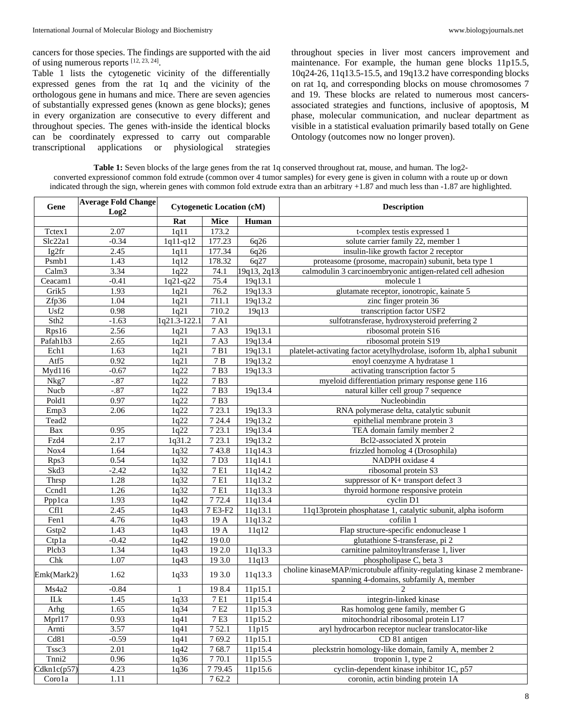cancers for those species. The findings are supported with the aid of using numerous reports [12, 23, 24].

Table 1 lists the cytogenetic vicinity of the differentially expressed genes from the rat 1q and the vicinity of the orthologous gene in humans and mice. There are seven agencies of substantially expressed genes (known as gene blocks); genes in every organization are consecutive to every different and throughout species. The genes with-inside the identical blocks can be coordinately expressed to carry out comparable transcriptional applications or physiological strategies throughout species in liver most cancers improvement and maintenance. For example, the human gene blocks 11p15.5, 10q24-26, 11q13.5-15.5, and 19q13.2 have corresponding blocks on rat 1q, and corresponding blocks on mouse chromosomes 7 and 19. These blocks are related to numerous most cancers-associated strategies and functions, inclusive of apoptosis, M phase, molecular communication, and nuclear department as visible in a statistical evaluation primarily based totally on Gene Ontology (outcomes now no longer proven).

**Table 1:** Seven blocks of the large genes from the rat 1q conserved throughout rat, mouse, and human. The log2-converted expressionof common fold extrude (common over 4 tumor samples) for every gene is given in column with a route up or down indicated through the sign, wherein genes with common fold extrude extra than an arbitrary +1.87 and much less than -1.87 are highlighted.

| Gene | Average Fold Change Log2 | Cytogenetic Location (cM) | | | Description |
|---|---|---|---|---|---|
| | | Rat | Mice | Human | |
| Tctex1 | 2.07 | 1q11 | 173.2 | | t-complex testis expressed 1 |
| Slc22a1 | -0.34 | 1q11-q12 | 177.23 | 6q26 | solute carrier family 22, member 1 |
| Ig2fr | 2.45 | 1q11 | 177.34 | 6q26 | insulin-like growth factor 2 receptor |
| Psmb1 | 1.43 | 1q12 | 178.32 | 6q27 | proteasome (prosome, macropain) subunit, beta type 1 |
| Calm3 | 3.34 | 1q22 | 74.1 | 19q13, 2q13 | calmodulin 3 carcinoembryonic antigen-related cell adhesion |
| Ceacam1 | -0.41 | 1q21-q22 | 75.4 | 19q13.1 | molecule 1 |
| Grik5 | 1.93 | 1q21 | 76.2 | 19q13.3 | glutamate receptor, ionotropic, kainate 5 |
| Zfp36 | 1.04 | 1q21 | 711.1 | 19q13.2 | zinc finger protein 36 |
| Usf2 | 0.98 | 1q21 | 710.2 | 19q13 | transcription factor USF2 |
| Sth2 | -1.63 | 1q21.3-122.1 | 7 A1 | | sulfotransferase, hydroxysteroid preferring 2 |
| Rps16 | 2.56 | 1q21 | 7 A3 | 19q13.1 | ribosomal protein S16 |
| Pafah1b3 | 2.65 | 1q21 | 7 A3 | 19q13.4 | ribosomal protein S19 |
| Ech1 | 1.63 | 1q21 | 7 B1 | 19q13.1 | platelet-activating factor acetylhydrolase, isoform 1b, alpha1 subunit |
| Atf5 | 0.92 | 1q21 | 7 B | 19q13.2 | enoyl coenzyme A hydratase 1 |
| Myd116 | -0.67 | 1q22 | 7 B3 | 19q13.3 | activating transcription factor 5 |
| Nkg7 | -.87 | 1q22 | 7 B3 | | myeloid differentiation primary response gene 116 |
| Nucb | -.87 | 1q22 | 7 B3 | 19q13.4 | natural killer cell group 7 sequence |
| Pold1 | 0.97 | 1q22 | 7 B3 | | Nucleobindin |
| Emp3 | 2.06 | 1q22 | 7 23.1 | 19q13.3 | RNA polymerase delta, catalytic subunit |
| Tead2 | | 1q22 | 7 24.4 | 19q13.2 | epithelial membrane protein 3 |
| Bax | 0.95 | 1q22 | 7 23.1 | 19q13.4 | TEA domain family member 2 |
| Fzd4 | 2.17 | 1q31.2 | 7 23.1 | 19q13.2 | Bcl2-associated X protein |
| Nox4 | 1.64 | 1q32 | 7 43.8 | 11q14.3 | frizzled homolog 4 (Drosophila) |
| Rps3 | 0.54 | 1q32 | 7 D3 | 11q14.1 | NADPH oxidase 4 |
| Skd3 | -2.42 | 1q32 | 7 E1 | 11q14.2 | ribosomal protein S3 |
| Thrsp | 1.28 | 1q32 | 7 E1 | 11q13.2 | suppressor of K+ transport defect 3 |
| Ccnd1 | 1.26 | 1q32 | 7 E1 | 11q13.3 | thyroid hormone responsive protein |
| Ppp1ca | 1.93 | 1q42 | 7 72.4 | 11q13.4 | cyclin D1 |
| Cfl1 | 2.45 | 1q43 | 7 E3-F2 | 11q13.1 | 11q13protein phosphatase 1, catalytic subunit, alpha isoform |
| Fen1 | 4.76 | 1q43 | 19 A | 11q13.2 | cofilin 1 |
| Gstp2 | 1.43 | 1q43 | 19 A | 11q12 | Flap structure-specific endonuclease 1 |
| Ctp1a | -0.42 | 1q42 | 19 0.0 | | glutathione S-transferase, pi 2 |
| Plcb3 | 1.34 | 1q43 | 19 2.0 | 11q13.3 | carnitine palmitoyltransferase 1, liver |
| Chk | 1.07 | 1q43 | 19 3.0 | 11q13 | phospholipase C, beta 3 |
| Emk(Mark2) | 1.62 | 1q33 | 19 3.0 | 11q13.3 | choline kinaseMAP/microtubule affinity-regulating kinase 2 membrane-spanning 4-domains, subfamily A, member |
| Ms4a2 | -0.84 | 1 | 19 8.4 | 11p15.1 | 2 |
| ILk | 1.45 | 1q33 | 7 E1 | 11p15.4 | integrin-linked kinase |
| Arhg | 1.65 | 1q34 | 7 E2 | 11p15.3 | Ras homolog gene family, member G |
| Mprl17 | 0.93 | 1q41 | 7 E3 | 11p15.2 | mitochondrial ribosomal protein L17 |
| Arnti | 3.57 | 1q41 | 7 52.1 | 11p15 | aryl hydrocarbon receptor nuclear translocator-like |
| Cd81 | -0.59 | 1q41 | 7 69.2 | 11p15.1 | CD 81 antigen |
| Tssc3 | 2.01 | 1q42 | 7 68.7 | 11p15.4 | pleckstrin homology-like domain, family A, member 2 |
| Tnni2 | 0.96 | 1q36 | 7 70.1 | 11p15.5 | troponin 1, type 2 |
| Cdkn1c(p57) | 4.23 | 1q36 | 7 79.45 | 11p15.6 | cyclin-dependent kinase inhibitor 1C, p57 |
| Coro1a | 1.11 | | 7 62.2 | | coronin, actin binding protein 1A |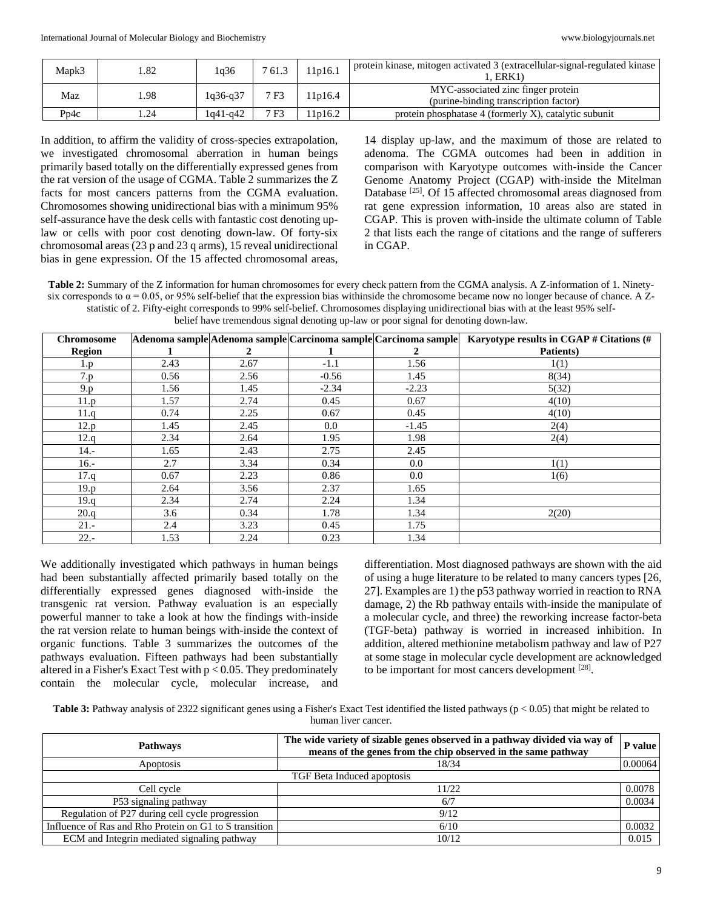| Mapk3 | 1.82 | 1q36 | 7 61.3 | 11p16.1 | protein kinase, mitogen activated 3 (extracellular-signal-regulated kinase 1, ERK1) |
|---|---|---|---|---|---|
| Maz | 1.98 | 1q36-q37 | 7 F3 | 11p16.4 | MYC-associated zinc finger protein (purine-binding transcription factor) |
| Pp4c | 1.24 | 1q41-q42 | 7 F3 | 11p16.2 | protein phosphatase 4 (formerly X), catalytic subunit |

In addition, to affirm the validity of cross-species extrapolation, we investigated chromosomal aberration in human beings primarily based totally on the differentially expressed genes from the rat version of the usage of CGMA. Table 2 summarizes the Z facts for most cancers patterns from the CGMA evaluation. Chromosomes showing unidirectional bias with a minimum 95% self-assurance have the desk cells with fantastic cost denoting up-law or cells with poor cost denoting down-law. Of forty-six chromosomal areas (23 p and 23 q arms), 15 reveal unidirectional bias in gene expression. Of the 15 affected chromosomal areas, 14 display up-law, and the maximum of those are related to adenoma. The CGMA outcomes had been in addition in comparison with Karyotype outcomes with-inside the Cancer Genome Anatomy Project (CGAP) with-inside the Mitelman Database [25]. Of 15 affected chromosomal areas diagnosed from rat gene expression information, 10 areas also are stated in CGAP. This is proven with-inside the ultimate column of Table 2 that lists each the range of citations and the range of sufferers in CGAP.

**Table 2:** Summary of the Z information for human chromosomes for every check pattern from the CGMA analysis. A Z-information of 1. Ninety-six corresponds to $\alpha = 0.05$, or 95% self-belief that the expression bias withinside the chromosome became now no longer because of chance. A Z-statistic of 2. Fifty-eight corresponds to 99% self-belief. Chromosomes displaying unidirectional bias with at the least 95% self-belief have tremendous signal denoting up-law or poor signal for denoting down-law.

| Chromosome Region | Adenoma sample 1 | Adenoma sample 2 | Carcinoma sample 1 | Carcinoma sample 2 | Karyotype results in CGAP # Citations (# Patients) |
|---|---|---|---|---|---|
| 1.p | 2.43 | 2.67 | -1.1 | 1.56 | 1(1) |
| 7.p | 0.56 | 2.56 | -0.56 | 1.45 | 8(34) |
| 9.p | 1.56 | 1.45 | -2.34 | -2.23 | 5(32) |
| 11.p | 1.57 | 2.74 | 0.45 | 0.67 | 4(10) |
| 11.q | 0.74 | 2.25 | 0.67 | 0.45 | 4(10) |
| 12.p | 1.45 | 2.45 | 0.0 | -1.45 | 2(4) |
| 12.q | 2.34 | 2.64 | 1.95 | 1.98 | 2(4) |
| 14.- | 1.65 | 2.43 | 2.75 | 2.45 | |
| 16.- | 2.7 | 3.34 | 0.34 | 0.0 | 1(1) |
| 17.q | 0.67 | 2.23 | 0.86 | 0.0 | 1(6) |
| 19.p | 2.64 | 3.56 | 2.37 | 1.65 | |
| 19.q | 2.34 | 2.74 | 2.24 | 1.34 | |
| 20.q | 3.6 | 0.34 | 1.78 | 1.34 | 2(20) |
| 21.- | 2.4 | 3.23 | 0.45 | 1.75 | |
| 22.- | 1.53 | 2.24 | 0.23 | 1.34 | |

We additionally investigated which pathways in human beings had been substantially affected primarily based totally on the differentially expressed genes diagnosed with-inside the transgenic rat version. Pathway evaluation is an especially powerful manner to take a look at how the findings with-inside the rat version relate to human beings with-inside the context of organic functions. Table 3 summarizes the outcomes of the pathways evaluation. Fifteen pathways had been substantially altered in a Fisher's Exact Test with $p < 0.05$. They predominately contain the molecular cycle, molecular increase, and differentiation. Most diagnosed pathways are shown with the aid of using a huge literature to be related to many cancers types [26, 27]. Examples are 1) the p53 pathway worried in reaction to RNA damage, 2) the Rb pathway entails with-inside the manipulate of a molecular cycle, and three) the reworking increase factor-beta (TGF-beta) pathway is worried in increased inhibition. In addition, altered methionine metabolism pathway and law of P27 at some stage in molecular cycle development are acknowledged to be important for most cancers development [28].

**Table 3:** Pathway analysis of 2322 significant genes using a Fisher's Exact Test identified the listed pathways ($p < 0.05$) that might be related to human liver cancer.

| Pathways | The wide variety of sizable genes observed in a pathway divided via way of means of the genes from the chip observed in the same pathway | P value |
|---|---|---|
| Apoptosis | 18/34 | 0.00064 |
| TGF Beta Induced apoptosis | | |
| Cell cycle | 11/22 | 0.0078 |
| P53 signaling pathway | 6/7 | 0.0034 |
| Regulation of P27 during cell cycle progression | 9/12 | |
| Influence of Ras and Rho Protein on G1 to S transition | 6/10 | 0.0032 |
| ECM and Integrin mediated signaling pathway | 10/12 | 0.015 |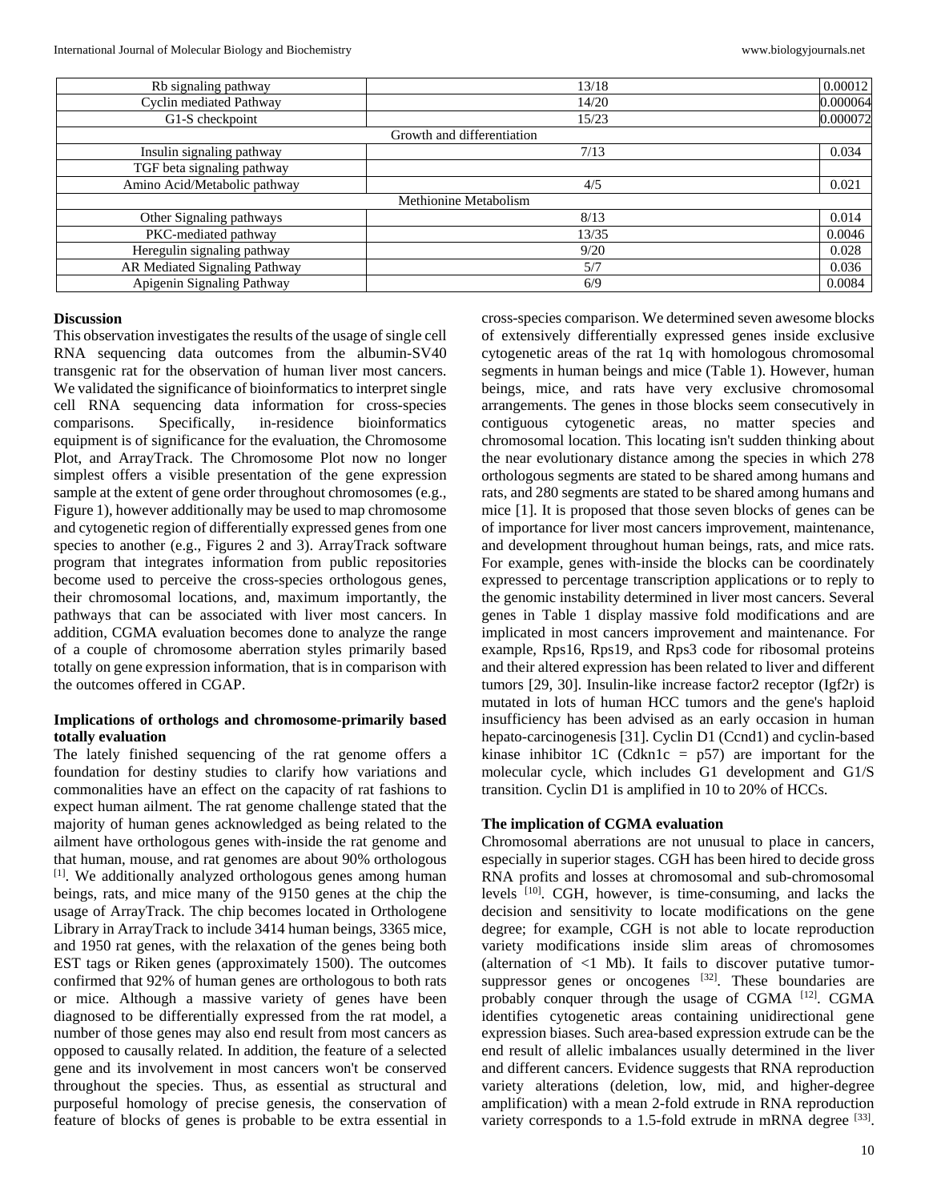| Rb signaling pathway | 13/18 | 0.00012 |
|---|---|---|
| Cyclin mediated Pathway | 14/20 | 0.000064 |
| G1-S checkpoint | 15/23 | 0.000072 |
| Growth and differentiation | | |
| Insulin signaling pathway | 7/13 | 0.034 |
| TGF beta signaling pathway | | |
| Amino Acid/Metabolic pathway | 4/5 | 0.021 |
| Methionine Metabolism | | |
| Other Signaling pathways | 8/13 | 0.014 |
| PKC-mediated pathway | 13/35 | 0.0046 |
| Heregulin signaling pathway | 9/20 | 0.028 |
| AR Mediated Signaling Pathway | 5/7 | 0.036 |
| Apigenin Signaling Pathway | 6/9 | 0.0084 |

**Discussion**

This observation investigates the results of the usage of single cell RNA sequencing data outcomes from the albumin-SV40 transgenic rat for the observation of human liver most cancers. We validated the significance of bioinformatics to interpret single cell RNA sequencing data information for cross-species comparisons. Specifically, in-residence bioinformatics equipment is of significance for the evaluation, the Chromosome Plot, and ArrayTrack. The Chromosome Plot now no longer simplest offers a visible presentation of the gene expression sample at the extent of gene order throughout chromosomes (e.g., Figure 1), however additionally may be used to map chromosome and cytogenetic region of differentially expressed genes from one species to another (e.g., Figures 2 and 3). ArrayTrack software program that integrates information from public repositories become used to perceive the cross-species orthologous genes, their chromosomal locations, and, maximum importantly, the pathways that can be associated with liver most cancers. In addition, CGMA evaluation becomes done to analyze the range of a couple of chromosome aberration styles primarily based totally on gene expression information, that is in comparison with the outcomes offered in CGAP.

**Implications of orthologs and chromosome-primarily based totally evaluation**

The lately finished sequencing of the rat genome offers a foundation for destiny studies to clarify how variations and commonalities have an effect on the capacity of rat fashions to expect human ailment. The rat genome challenge stated that the majority of human genes acknowledged as being related to the ailment have orthologous genes with-inside the rat genome and that human, mouse, and rat genomes are about 90% orthologous [1]. We additionally analyzed orthologous genes among human beings, rats, and mice many of the 9150 genes at the chip the usage of ArrayTrack. The chip becomes located in Orthologene Library in ArrayTrack to include 3414 human beings, 3365 mice, and 1950 rat genes, with the relaxation of the genes being both EST tags or Riken genes (approximately 1500). The outcomes confirmed that 92% of human genes are orthologous to both rats or mice. Although a massive variety of genes have been diagnosed to be differentially expressed from the rat model, a number of those genes may also end result from most cancers as opposed to causally related. In addition, the feature of a selected gene and its involvement in most cancers won't be conserved throughout the species. Thus, as essential as structural and purposeful homology of precise genesis, the conservation of feature of blocks of genes is probable to be extra essential in cross-species comparison. We determined seven awesome blocks of extensively differentially expressed genes inside exclusive cytogenetic areas of the rat 1q with homologous chromosomal segments in human beings and mice (Table 1). However, human beings, mice, and rats have very exclusive chromosomal arrangements. The genes in those blocks seem consecutively in contiguous cytogenetic areas, no matter species and chromosomal location. This locating isn't sudden thinking about the near evolutionary distance among the species in which 278 orthologous segments are stated to be shared among humans and rats, and 280 segments are stated to be shared among humans and mice [1]. It is proposed that those seven blocks of genes can be of importance for liver most cancers improvement, maintenance, and development throughout human beings, rats, and mice rats. For example, genes with-inside the blocks can be coordinately expressed to percentage transcription applications or to reply to the genomic instability determined in liver most cancers. Several genes in Table 1 display massive fold modifications and are implicated in most cancers improvement and maintenance. For example, Rps16, Rps19, and Rps3 code for ribosomal proteins and their altered expression has been related to liver and different tumors [29, 30]. Insulin-like increase factor2 receptor (Igf2r) is mutated in lots of human HCC tumors and the gene's haploid insufficiency has been advised as an early occasion in human hepato-carcinogenesis [31]. Cyclin D1 (Ccnd1) and cyclin-based kinase inhibitor 1C (Cdkn1c = p57) are important for the molecular cycle, which includes G1 development and G1/S transition. Cyclin D1 is amplified in 10 to 20% of HCCs.

**The implication of CGMA evaluation**

Chromosomal aberrations are not unusual to place in cancers, especially in superior stages. CGH has been hired to decide gross RNA profits and losses at chromosomal and sub-chromosomal levels [10]. CGH, however, is time-consuming, and lacks the decision and sensitivity to locate modifications on the gene degree; for example, CGH is not able to locate reproduction variety modifications inside slim areas of chromosomes (alternation of <1 Mb). It fails to discover putative tumor-suppressor genes or oncogenes [32]. These boundaries are probably conquer through the usage of CGMA [12]. CGMA identifies cytogenetic areas containing unidirectional gene expression biases. Such area-based expression extrude can be the end result of allelic imbalances usually determined in the liver and different cancers. Evidence suggests that RNA reproduction variety alterations (deletion, low, mid, and higher-degree amplification) with a mean 2-fold extrude in RNA reproduction variety corresponds to a 1.5-fold extrude in mRNA degree [33].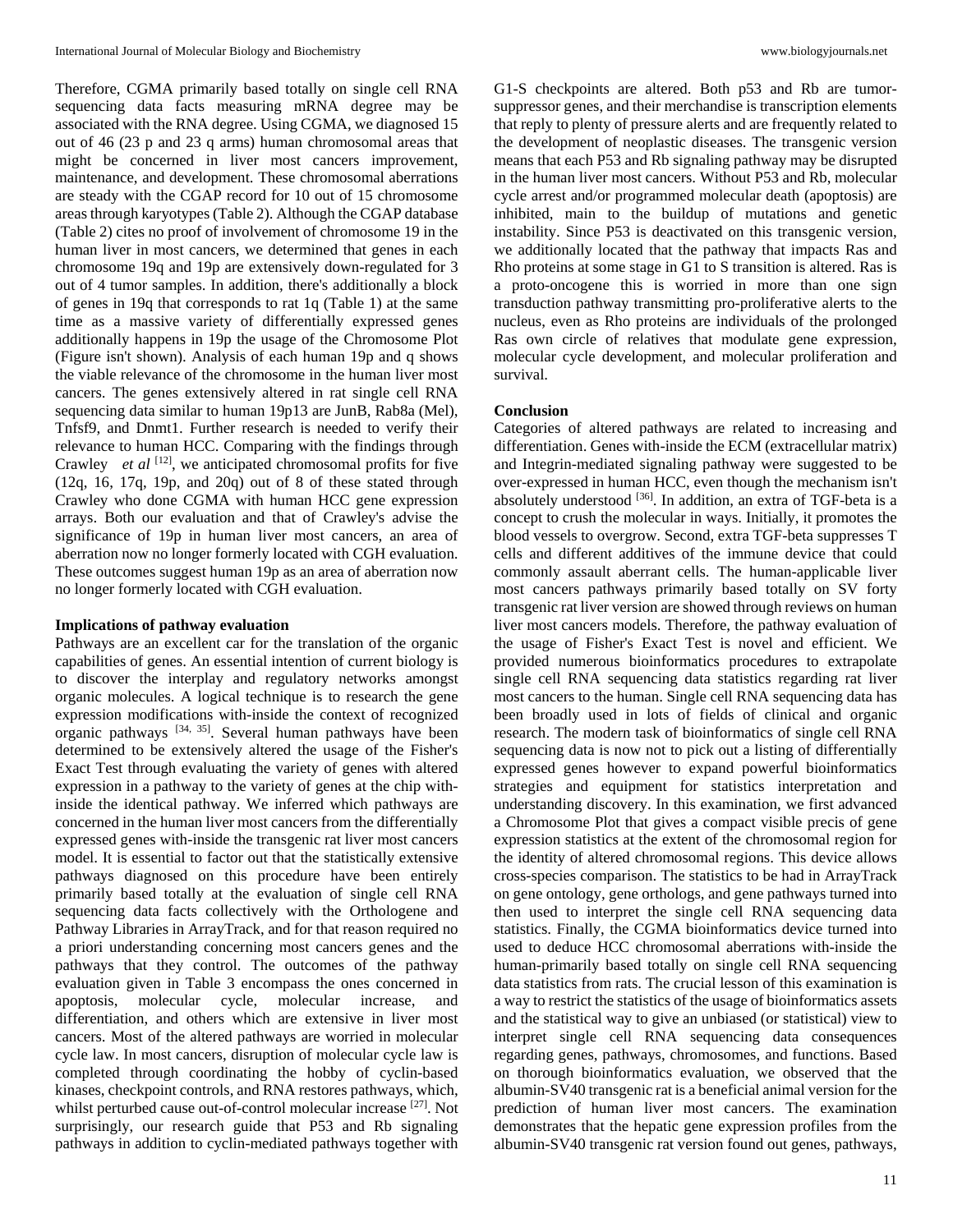Therefore, CGMA primarily based totally on single cell RNA sequencing data facts measuring mRNA degree may be associated with the RNA degree. Using CGMA, we diagnosed 15 out of 46 (23 p and 23 q arms) human chromosomal areas that might be concerned in liver most cancers improvement, maintenance, and development. These chromosomal aberrations are steady with the CGAP record for 10 out of 15 chromosome areas through karyotypes (Table 2). Although the CGAP database (Table 2) cites no proof of involvement of chromosome 19 in the human liver in most cancers, we determined that genes in each chromosome 19q and 19p are extensively down-regulated for 3 out of 4 tumor samples. In addition, there's additionally a block of genes in 19q that corresponds to rat 1q (Table 1) at the same time as a massive variety of differentially expressed genes additionally happens in 19p the usage of the Chromosome Plot (Figure isn't shown). Analysis of each human 19p and q shows the viable relevance of the chromosome in the human liver most cancers. The genes extensively altered in rat single cell RNA sequencing data similar to human 19p13 are JunB, Rab8a (Mel), Tnfsf9, and Dnmt1. Further research is needed to verify their relevance to human HCC. Comparing with the findings through Crawley *et al* [12], we anticipated chromosomal profits for five (12q, 16, 17q, 19p, and 20q) out of 8 of these stated through Crawley who done CGMA with human HCC gene expression arrays. Both our evaluation and that of Crawley's advise the significance of 19p in human liver most cancers, an area of aberration now no longer formerly located with CGH evaluation. These outcomes suggest human 19p as an area of aberration now no longer formerly located with CGH evaluation.

**Implications of pathway evaluation**

Pathways are an excellent car for the translation of the organic capabilities of genes. An essential intention of current biology is to discover the interplay and regulatory networks amongst organic molecules. A logical technique is to research the gene expression modifications with-inside the context of recognized organic pathways [34, 35]. Several human pathways have been determined to be extensively altered the usage of the Fisher's Exact Test through evaluating the variety of genes with altered expression in a pathway to the variety of genes at the chip with-inside the identical pathway. We inferred which pathways are concerned in the human liver most cancers from the differentially expressed genes with-inside the transgenic rat liver most cancers model. It is essential to factor out that the statistically extensive pathways diagnosed on this procedure have been entirely primarily based totally at the evaluation of single cell RNA sequencing data facts collectively with the Orthologene and Pathway Libraries in ArrayTrack, and for that reason required no a priori understanding concerning most cancers genes and the pathways that they control. The outcomes of the pathway evaluation given in Table 3 encompass the ones concerned in apoptosis, molecular cycle, molecular increase, and differentiation, and others which are extensive in liver most cancers. Most of the altered pathways are worried in molecular cycle law. In most cancers, disruption of molecular cycle law is completed through coordinating the hobby of cyclin-based kinases, checkpoint controls, and RNA restores pathways, which, whilst perturbed cause out-of-control molecular increase [27]. Not surprisingly, our research guide that P53 and Rb signaling pathways in addition to cyclin-mediated pathways together with G1-S checkpoints are altered. Both p53 and Rb are tumor-suppressor genes, and their merchandise is transcription elements that reply to plenty of pressure alerts and are frequently related to the development of neoplastic diseases. The transgenic version means that each P53 and Rb signaling pathway may be disrupted in the human liver most cancers. Without P53 and Rb, molecular cycle arrest and/or programmed molecular death (apoptosis) are inhibited, main to the buildup of mutations and genetic instability. Since P53 is deactivated on this transgenic version, we additionally located that the pathway that impacts Ras and Rho proteins at some stage in G1 to S transition is altered. Ras is a proto-oncogene this is worried in more than one sign transduction pathway transmitting pro-proliferative alerts to the nucleus, even as Rho proteins are individuals of the prolonged Ras own circle of relatives that modulate gene expression, molecular cycle development, and molecular proliferation and survival.

**Conclusion**

Categories of altered pathways are related to increasing and differentiation. Genes with-inside the ECM (extracellular matrix) and Integrin-mediated signaling pathway were suggested to be over-expressed in human HCC, even though the mechanism isn't absolutely understood [36]. In addition, an extra of TGF-beta is a concept to crush the molecular in ways. Initially, it promotes the blood vessels to overgrow. Second, extra TGF-beta suppresses T cells and different additives of the immune device that could commonly assault aberrant cells. The human-applicable liver most cancers pathways primarily based totally on SV forty transgenic rat liver version are showed through reviews on human liver most cancers models. Therefore, the pathway evaluation of the usage of Fisher's Exact Test is novel and efficient. We provided numerous bioinformatics procedures to extrapolate single cell RNA sequencing data statistics regarding rat liver most cancers to the human. Single cell RNA sequencing data has been broadly used in lots of fields of clinical and organic research. The modern task of bioinformatics of single cell RNA sequencing data is now not to pick out a listing of differentially expressed genes however to expand powerful bioinformatics strategies and equipment for statistics interpretation and understanding discovery. In this examination, we first advanced a Chromosome Plot that gives a compact visible precis of gene expression statistics at the extent of the chromosomal region for the identity of altered chromosomal regions. This device allows cross-species comparison. The statistics to be had in ArrayTrack on gene ontology, gene orthologs, and gene pathways turned into then used to interpret the single cell RNA sequencing data statistics. Finally, the CGMA bioinformatics device turned into used to deduce HCC chromosomal aberrations with-inside the human-primarily based totally on single cell RNA sequencing data statistics from rats. The crucial lesson of this examination is a way to restrict the statistics of the usage of bioinformatics assets and the statistical way to give an unbiased (or statistical) view to interpret single cell RNA sequencing data consequences regarding genes, pathways, chromosomes, and functions. Based on thorough bioinformatics evaluation, we observed that the albumin-SV40 transgenic rat is a beneficial animal version for the prediction of human liver most cancers. The examination demonstrates that the hepatic gene expression profiles from the albumin-SV40 transgenic rat version found out genes, pathways,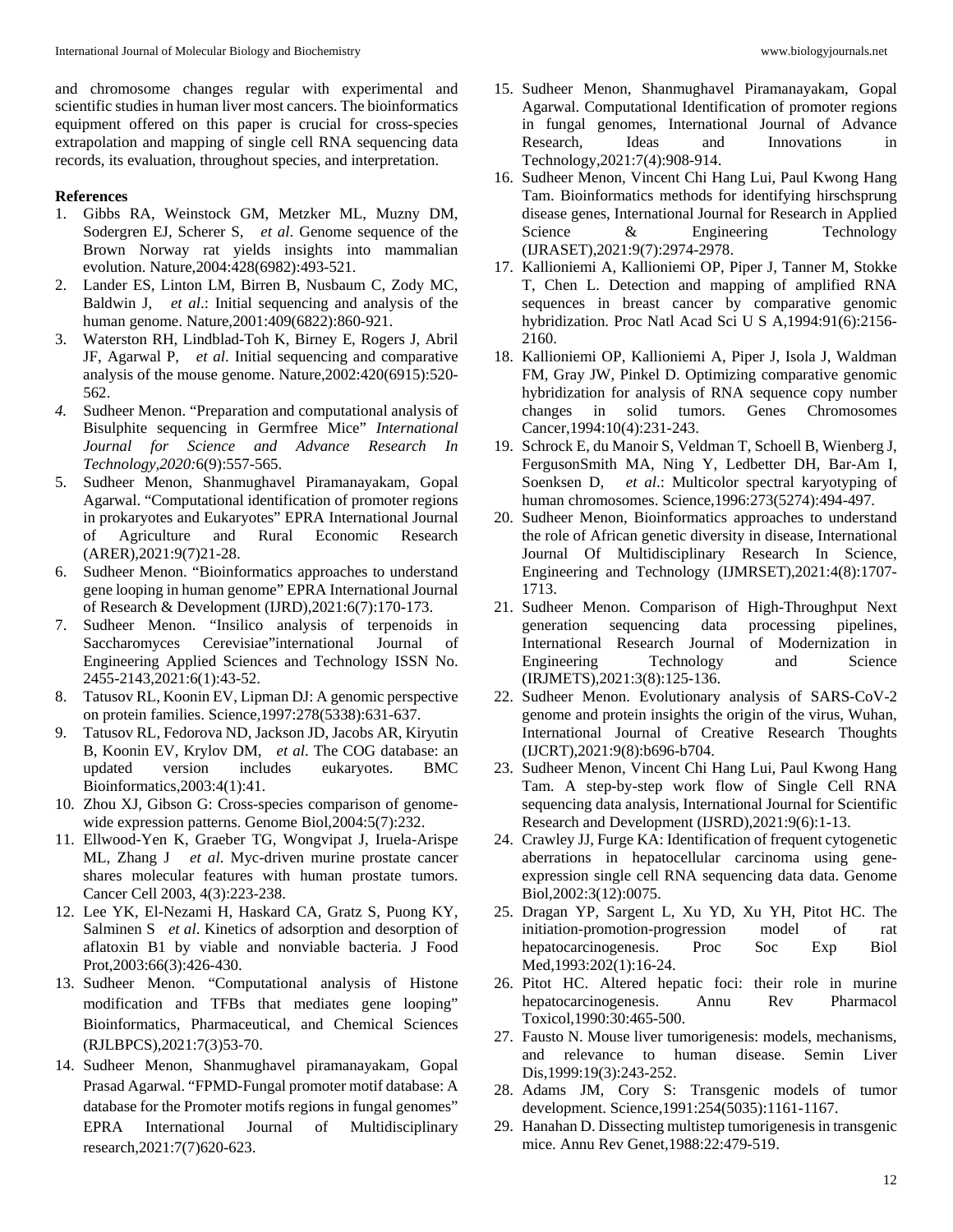and chromosome changes regular with experimental and scientific studies in human liver most cancers. The bioinformatics equipment offered on this paper is crucial for cross-species extrapolation and mapping of single cell RNA sequencing data records, its evaluation, throughout species, and interpretation.

**References**

1. Gibbs RA, Weinstock GM, Metzker ML, Muzny DM, Sodergren EJ, Scherer S, *et al*. Genome sequence of the Brown Norway rat yields insights into mammalian evolution. Nature,2004:428(6982):493-521.
2. Lander ES, Linton LM, Birren B, Nusbaum C, Zody MC, Baldwin J, *et al*.: Initial sequencing and analysis of the human genome. Nature,2001:409(6822):860-921.
3. Waterston RH, Lindblad-Toh K, Birney E, Rogers J, Abril JF, Agarwal P, *et al*. Initial sequencing and comparative analysis of the mouse genome. Nature,2002:420(6915):520-562.
4. Sudheer Menon. "Preparation and computational analysis of Bisulphite sequencing in Germfree Mice" *International Journal for Science and Advance Research In Technology,2020:*6(9):557-565.
5. Sudheer Menon, Shanmughavel Piramanayakam, Gopal Agarwal. "Computational identification of promoter regions in prokaryotes and Eukaryotes" EPRA International Journal of Agriculture and Rural Economic Research (ARER),2021:9(7)21-28.
6. Sudheer Menon. "Bioinformatics approaches to understand gene looping in human genome" EPRA International Journal of Research & Development (IJRD),2021:6(7):170-173.
7. Sudheer Menon. "Insilico analysis of terpenoids in Saccharomyces Cerevisiae"international Journal of Engineering Applied Sciences and Technology ISSN No. 2455-2143,2021:6(1):43-52.
8. Tatusov RL, Koonin EV, Lipman DJ: A genomic perspective on protein families. Science,1997:278(5338):631-637.
9. Tatusov RL, Fedorova ND, Jackson JD, Jacobs AR, Kiryutin B, Koonin EV, Krylov DM, *et al*. The COG database: an updated version includes eukaryotes. BMC Bioinformatics,2003:4(1):41.
10. Zhou XJ, Gibson G: Cross-species comparison of genome-wide expression patterns. Genome Biol,2004:5(7):232.
11. Ellwood-Yen K, Graeber TG, Wongvipat J, Iruela-Arispe ML, Zhang J *et al*. Myc-driven murine prostate cancer shares molecular features with human prostate tumors. Cancer Cell 2003, 4(3):223-238.
12. Lee YK, El-Nezami H, Haskard CA, Gratz S, Puong KY, Salminen S *et al*. Kinetics of adsorption and desorption of aflatoxin B1 by viable and nonviable bacteria. J Food Prot,2003:66(3):426-430.
13. Sudheer Menon. "Computational analysis of Histone modification and TFBs that mediates gene looping" Bioinformatics, Pharmaceutical, and Chemical Sciences (RJLBPCS),2021:7(3)53-70.
14. Sudheer Menon, Shanmughavel piramanayakam, Gopal Prasad Agarwal. "FPMD-Fungal promoter motif database: A database for the Promoter motifs regions in fungal genomes" EPRA International Journal of Multidisciplinary research,2021:7(7)620-623.
15. Sudheer Menon, Shanmughavel Piramanayakam, Gopal Agarwal. Computational Identification of promoter regions in fungal genomes, International Journal of Advance Research, Ideas and Innovations in Technology,2021:7(4):908-914.
16. Sudheer Menon, Vincent Chi Hang Lui, Paul Kwong Hang Tam. Bioinformatics methods for identifying hirschsprung disease genes, International Journal for Research in Applied Science & Engineering Technology (IJRASET),2021:9(7):2974-2978.
17. Kallioniemi A, Kallioniemi OP, Piper J, Tanner M, Stokke T, Chen L. Detection and mapping of amplified RNA sequences in breast cancer by comparative genomic hybridization. Proc Natl Acad Sci U S A,1994:91(6):2156-2160.
18. Kallioniemi OP, Kallioniemi A, Piper J, Isola J, Waldman FM, Gray JW, Pinkel D. Optimizing comparative genomic hybridization for analysis of RNA sequence copy number changes in solid tumors. Genes Chromosomes Cancer,1994:10(4):231-243.
19. Schrock E, du Manoir S, Veldman T, Schoell B, Wienberg J, FergusonSmith MA, Ning Y, Ledbetter DH, Bar-Am I, Soenksen D, *et al*.: Multicolor spectral karyotyping of human chromosomes. Science,1996:273(5274):494-497.
20. Sudheer Menon, Bioinformatics approaches to understand the role of African genetic diversity in disease, International Journal Of Multidisciplinary Research In Science, Engineering and Technology (IJMRSET),2021:4(8):1707-1713.
21. Sudheer Menon. Comparison of High-Throughput Next generation sequencing data processing pipelines, International Research Journal of Modernization in Engineering Technology and Science (IRJMETS),2021:3(8):125-136.
22. Sudheer Menon. Evolutionary analysis of SARS-CoV-2 genome and protein insights the origin of the virus, Wuhan, International Journal of Creative Research Thoughts (IJCRT),2021:9(8):b696-b704.
23. Sudheer Menon, Vincent Chi Hang Lui, Paul Kwong Hang Tam. A step-by-step work flow of Single Cell RNA sequencing data analysis, International Journal for Scientific Research and Development (IJSRD),2021:9(6):1-13.
24. Crawley JJ, Furge KA: Identification of frequent cytogenetic aberrations in hepatocellular carcinoma using gene-expression single cell RNA sequencing data data. Genome Biol,2002:3(12):0075.
25. Dragan YP, Sargent L, Xu YD, Xu YH, Pitot HC. The initiation-promotion-progression model of rat hepatocarcinogenesis. Proc Soc Exp Biol Med,1993:202(1):16-24.
26. Pitot HC. Altered hepatic foci: their role in murine hepatocarcinogenesis. Annu Rev Pharmacol Toxicol,1990:30:465-500.
27. Fausto N. Mouse liver tumorigenesis: models, mechanisms, and relevance to human disease. Semin Liver Dis,1999:19(3):243-252.
28. Adams JM, Cory S: Transgenic models of tumor development. Science,1991:254(5035):1161-1167.
29. Hanahan D. Dissecting multistep tumorigenesis in transgenic mice. Annu Rev Genet,1988:22:479-519.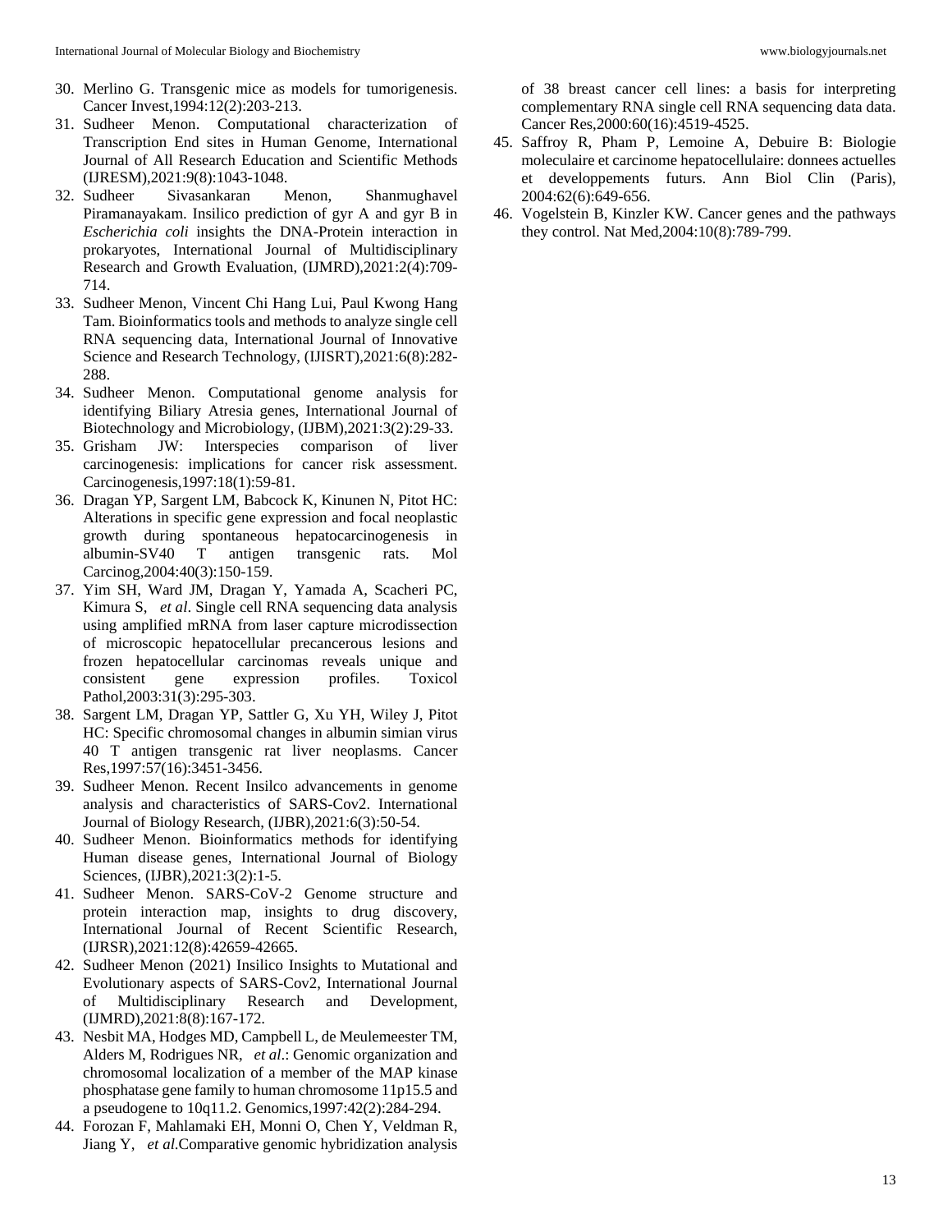30. Merlino G. Transgenic mice as models for tumorigenesis. Cancer Invest,1994:12(2):203-213.
31. Sudheer Menon. Computational characterization of Transcription End sites in Human Genome, International Journal of All Research Education and Scientific Methods (IJRESM),2021:9(8):1043-1048.
32. Sudheer Sivasankaran Menon, Shanmughavel Piramanayakam. Insilico prediction of gyr A and gyr B in *Escherichia coli* insights the DNA-Protein interaction in prokaryotes, International Journal of Multidisciplinary Research and Growth Evaluation, (IJMRD),2021:2(4):709-714.
33. Sudheer Menon, Vincent Chi Hang Lui, Paul Kwong Hang Tam. Bioinformatics tools and methods to analyze single cell RNA sequencing data, International Journal of Innovative Science and Research Technology, (IJISRT),2021:6(8):282-288.
34. Sudheer Menon. Computational genome analysis for identifying Biliary Atresia genes, International Journal of Biotechnology and Microbiology, (IJBM),2021:3(2):29-33.
35. Grisham JW: Interspecies comparison of liver carcinogenesis: implications for cancer risk assessment. Carcinogenesis,1997:18(1):59-81.
36. Dragan YP, Sargent LM, Babcock K, Kinunen N, Pitot HC: Alterations in specific gene expression and focal neoplastic growth during spontaneous hepatocarcinogenesis in albumin-SV40 T antigen transgenic rats. Mol Carcinog,2004:40(3):150-159.
37. Yim SH, Ward JM, Dragan Y, Yamada A, Scacheri PC, Kimura S, *et al*. Single cell RNA sequencing data analysis using amplified mRNA from laser capture microdissection of microscopic hepatocellular precancerous lesions and frozen hepatocellular carcinomas reveals unique and consistent gene expression profiles. Toxicol Pathol,2003:31(3):295-303.
38. Sargent LM, Dragan YP, Sattler G, Xu YH, Wiley J, Pitot HC: Specific chromosomal changes in albumin simian virus 40 T antigen transgenic rat liver neoplasms. Cancer Res,1997:57(16):3451-3456.
39. Sudheer Menon. Recent Insilco advancements in genome analysis and characteristics of SARS-Cov2. International Journal of Biology Research, (IJBR),2021:6(3):50-54.
40. Sudheer Menon. Bioinformatics methods for identifying Human disease genes, International Journal of Biology Sciences, (IJBR),2021:3(2):1-5.
41. Sudheer Menon. SARS-CoV-2 Genome structure and protein interaction map, insights to drug discovery, International Journal of Recent Scientific Research, (IJRSR),2021:12(8):42659-42665.
42. Sudheer Menon (2021) Insilico Insights to Mutational and Evolutionary aspects of SARS-Cov2, International Journal of Multidisciplinary Research and Development, (IJMRD),2021:8(8):167-172.
43. Nesbit MA, Hodges MD, Campbell L, de Meulemeester TM, Alders M, Rodrigues NR, *et al*.: Genomic organization and chromosomal localization of a member of the MAP kinase phosphatase gene family to human chromosome 11p15.5 and a pseudogene to 10q11.2. Genomics,1997:42(2):284-294.
44. Forozan F, Mahlamaki EH, Monni O, Chen Y, Veldman R, Jiang Y, *et al*.Comparative genomic hybridization analysis of 38 breast cancer cell lines: a basis for interpreting complementary RNA single cell RNA sequencing data data. Cancer Res,2000:60(16):4519-4525.
45. Saffroy R, Pham P, Lemoine A, Debuire B: Biologie moleculaire et carcinome hepatocellulaire: donnees actuelles et developpements futurs. Ann Biol Clin (Paris), 2004:62(6):649-656.
46. Vogelstein B, Kinzler KW. Cancer genes and the pathways they control. Nat Med,2004:10(8):789-799.